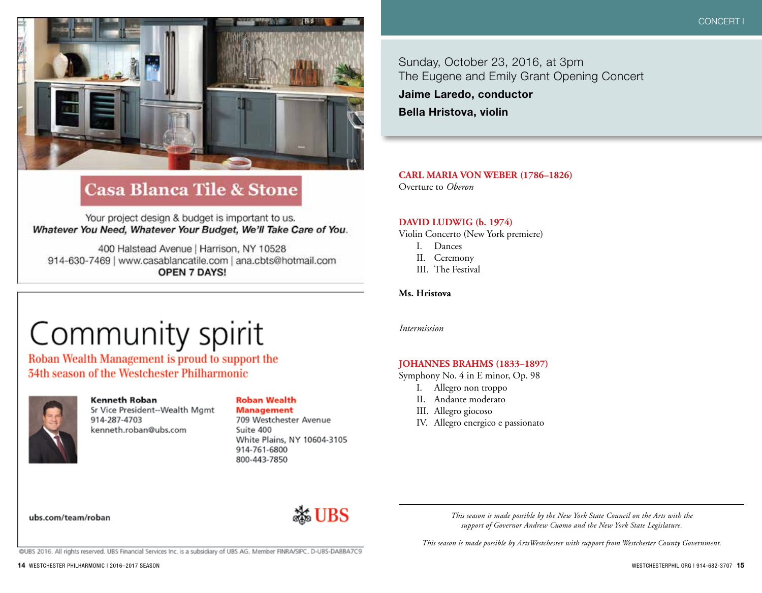## Casa Blanca Tile & Stone

Your project design & budget is important to us.
***Whatever You Need, Whatever Your Budget, We'll Take Care of You.***

400 Halstead Avenue | Harrison, NY 10528
914-630-7469 | www.casablancatile.com | ana.cbts@hotmail.com
**OPEN 7 DAYS!**

---

# Community spirit

Roban Wealth Management is proud to support the 54th season of the Westchester Philharmonic

**Kenneth Roban**
Sr Vice President--Wealth Mgmt
914-287-4703
kenneth.roban@ubs.com

**Roban Wealth Management**
709 Westchester Avenue
Suite 400
White Plains, NY 10604-3105
914-761-6800
800-443-7850

**ubs.com/team/roban**

UBS

©UBS 2016. All rights reserved. UBS Financial Services Inc. is a subsidiary of UBS AG. Member FINRA/SIPC. D-UBS-DA8BA7C9

---

CONCERT I

Sunday, October 23, 2016, at 3pm
The Eugene and Emily Grant Opening Concert

**Jaime Laredo, conductor**

**Bella Hristova, violin**

**CARL MARIA VON WEBER (1786–1826)**
Overture to *Oberon*

**DAVID LUDWIG (b. 1974)**
Violin Concerto (New York premiere)
- I. Dances
- II. Ceremony
- III. The Festival

**Ms. Hristova**

*Intermission*

**JOHANNES BRAHMS (1833–1897)**
Symphony No. 4 in E minor, Op. 98
- I. Allegro non troppo
- II. Andante moderato
- III. Allegro giocoso
- IV. Allegro energico e passionato

---

*This season is made possible by the New York State Council on the Arts with the support of Governor Andrew Cuomo and the New York State Legislature.*

*This season is made possible by ArtsWestchester with support from Westchester County Government.*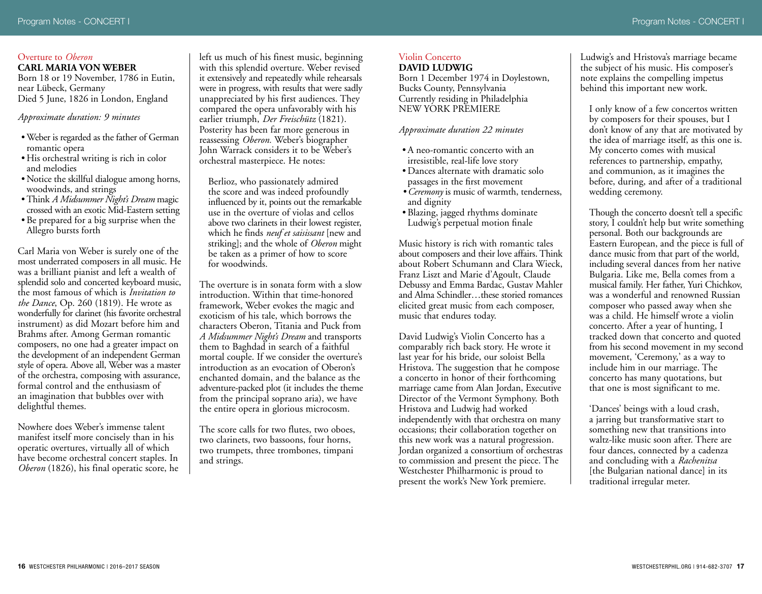## Overture to *Oberon*

**CARL MARIA VON WEBER**
Born 18 or 19 November, 1786 in Eutin, near Lübeck, Germany
Died 5 June, 1826 in London, England

*Approximate duration: 9 minutes*

- Weber is regarded as the father of German romantic opera
- His orchestral writing is rich in color and melodies
- Notice the skillful dialogue among horns, woodwinds, and strings
- Think *A Midsummer Night's Dream* magic crossed with an exotic Mid-Eastern setting
- Be prepared for a big surprise when the Allegro bursts forth

Carl Maria von Weber is surely one of the most underrated composers in all music. He was a brilliant pianist and left a wealth of splendid solo and concerted keyboard music, the most famous of which is *Invitation to the Dance*, Op. 260 (1819). He wrote as wonderfully for clarinet (his favorite orchestral instrument) as did Mozart before him and Brahms after. Among German romantic composers, no one had a greater impact on the development of an independent German style of opera. Above all, Weber was a master of the orchestra, composing with assurance, formal control and the enthusiasm of an imagination that bubbles over with delightful themes.

Nowhere does Weber's immense talent manifest itself more concisely than in his operatic overtures, virtually all of which have become orchestral concert staples. In *Oberon* (1826), his final operatic score, he left us much of his finest music, beginning with this splendid overture. Weber revised it extensively and repeatedly while rehearsals were in progress, with results that were sadly unappreciated by his first audiences. They compared the opera unfavorably with his earlier triumph, *Der Freischütz* (1821). Posterity has been far more generous in reassessing *Oberon.* Weber's biographer John Warrack considers it to be Weber's orchestral masterpiece. He notes:

> Berlioz, who passionately admired the score and was indeed profoundly influenced by it, points out the remarkable use in the overture of violas and cellos above two clarinets in their lowest register, which he finds *neuf et saisissant* [new and striking]; and the whole of *Oberon* might be taken as a primer of how to score for woodwinds.

The overture is in sonata form with a slow introduction. Within that time-honored framework, Weber evokes the magic and exoticism of his tale, which borrows the characters Oberon, Titania and Puck from *A Midsummer Night's Dream* and transports them to Baghdad in search of a faithful mortal couple. If we consider the overture's introduction as an evocation of Oberon's enchanted domain, and the balance as the adventure-packed plot (it includes the theme from the principal soprano aria), we have the entire opera in glorious microcosm.

The score calls for two flutes, two oboes, two clarinets, two bassoons, four horns, two trumpets, three trombones, timpani and strings.

## Violin Concerto

**DAVID LUDWIG**
Born 1 December 1974 in Doylestown, Bucks County, Pennsylvania
Currently residing in Philadelphia
NEW YORK PREMIERE

*Approximate duration 22 minutes*

- A neo-romantic concerto with an irresistible, real-life love story
- Dances alternate with dramatic solo passages in the first movement
- *Ceremony* is music of warmth, tenderness, and dignity
- Blazing, jagged rhythms dominate Ludwig's perpetual motion finale

Music history is rich with romantic tales about composers and their love affairs. Think about Robert Schumann and Clara Wieck, Franz Liszt and Marie d'Agoult, Claude Debussy and Emma Bardac, Gustav Mahler and Alma Schindler…these storied romances elicited great music from each composer, music that endures today.

David Ludwig's Violin Concerto has a comparably rich back story. He wrote it last year for his bride, our soloist Bella Hristova. The suggestion that he compose a concerto in honor of their forthcoming marriage came from Alan Jordan, Executive Director of the Vermont Symphony. Both Hristova and Ludwig had worked independently with that orchestra on many occasions; their collaboration together on this new work was a natural progression. Jordan organized a consortium of orchestras to commission and present the piece. The Westchester Philharmonic is proud to present the work's New York premiere.

Ludwig's and Hristova's marriage became the subject of his music. His composer's note explains the compelling impetus behind this important new work.

> I only know of a few concertos written by composers for their spouses, but I don't know of any that are motivated by the idea of marriage itself, as this one is. My concerto comes with musical references to partnership, empathy, and communion, as it imagines the before, during, and after of a traditional wedding ceremony.
>
> Though the concerto doesn't tell a specific story, I couldn't help but write something personal. Both our backgrounds are Eastern European, and the piece is full of dance music from that part of the world, including several dances from her native Bulgaria. Like me, Bella comes from a musical family. Her father, Yuri Chichkov, was a wonderful and renowned Russian composer who passed away when she was a child. He himself wrote a violin concerto. After a year of hunting, I tracked down that concerto and quoted from his second movement in my second movement, 'Ceremony,' as a way to include him in our marriage. The concerto has many quotations, but that one is most significant to me.
>
> 'Dances' beings with a loud crash, a jarring but transformative start to something new that transitions into waltz-like music soon after. There are four dances, connected by a cadenza and concluding with a *Rachenitsa* [the Bulgarian national dance] in its traditional irregular meter.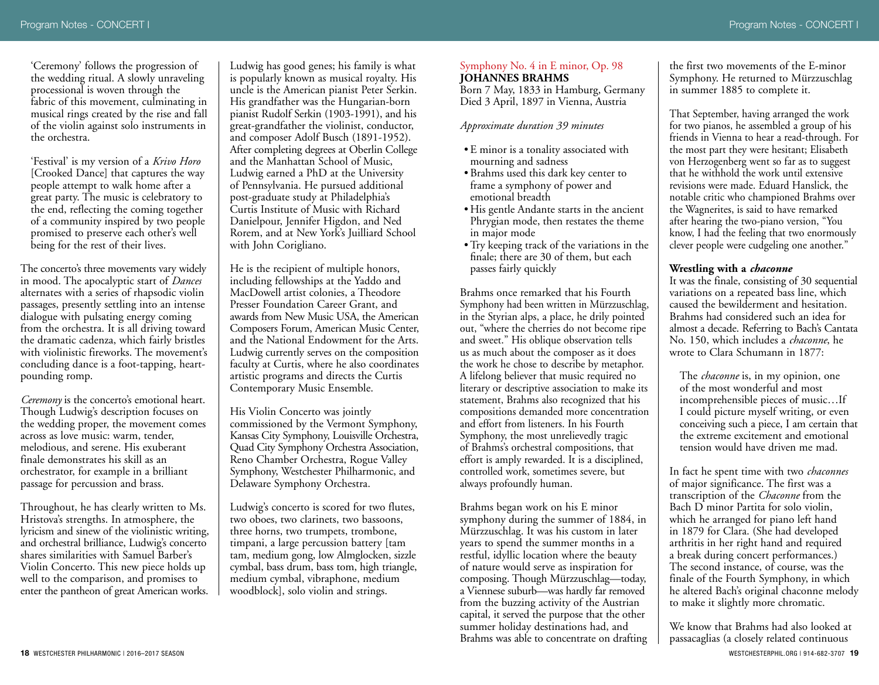'Ceremony' follows the progression of the wedding ritual. A slowly unraveling processional is woven through the fabric of this movement, culminating in musical rings created by the rise and fall of the violin against solo instruments in the orchestra.

'Festival' is my version of a *Krivo Horo* [Crooked Dance] that captures the way people attempt to walk home after a great party. The music is celebratory to the end, reflecting the coming together of a community inspired by two people promised to preserve each other's well being for the rest of their lives.

The concerto's three movements vary widely in mood. The apocalyptic start of *Dances* alternates with a series of rhapsodic violin passages, presently settling into an intense dialogue with pulsating energy coming from the orchestra. It is all driving toward the dramatic cadenza, which fairly bristles with violinistic fireworks. The movement's concluding dance is a foot-tapping, heart-pounding romp.

*Ceremony* is the concerto's emotional heart. Though Ludwig's description focuses on the wedding proper, the movement comes across as love music: warm, tender, melodious, and serene. His exuberant finale demonstrates his skill as an orchestrator, for example in a brilliant passage for percussion and brass.

Throughout, he has clearly written to Ms. Hristova's strengths. In atmosphere, the lyricism and sinew of the violinistic writing, and orchestral brilliance, Ludwig's concerto shares similarities with Samuel Barber's Violin Concerto. This new piece holds up well to the comparison, and promises to enter the pantheon of great American works.

Ludwig has good genes; his family is what is popularly known as musical royalty. His uncle is the American pianist Peter Serkin. His grandfather was the Hungarian-born pianist Rudolf Serkin (1903-1991), and his great-grandfather the violinist, conductor, and composer Adolf Busch (1891-1952). After completing degrees at Oberlin College and the Manhattan School of Music, Ludwig earned a PhD at the University of Pennsylvania. He pursued additional post-graduate study at Philadelphia's Curtis Institute of Music with Richard Danielpour, Jennifer Higdon, and Ned Rorem, and at New York's Juilliard School with John Corigliano.

He is the recipient of multiple honors, including fellowships at the Yaddo and MacDowell artist colonies, a Theodore Presser Foundation Career Grant, and awards from New Music USA, the American Composers Forum, American Music Center, and the National Endowment for the Arts. Ludwig currently serves on the composition faculty at Curtis, where he also coordinates artistic programs and directs the Curtis Contemporary Music Ensemble.

His Violin Concerto was jointly commissioned by the Vermont Symphony, Kansas City Symphony, Louisville Orchestra, Quad City Symphony Orchestra Association, Reno Chamber Orchestra, Rogue Valley Symphony, Westchester Philharmonic, and Delaware Symphony Orchestra.

Ludwig's concerto is scored for two flutes, two oboes, two clarinets, two bassoons, three horns, two trumpets, trombone, timpani, a large percussion battery [tam tam, medium gong, low Almglocken, sizzle cymbal, bass drum, bass tom, high triangle, medium cymbal, vibraphone, medium woodblock], solo violin and strings.

## Symphony No. 4 in E minor, Op. 98

**JOHANNES BRAHMS**
Born 7 May, 1833 in Hamburg, Germany
Died 3 April, 1897 in Vienna, Austria

*Approximate duration 39 minutes*

- E minor is a tonality associated with mourning and sadness
- Brahms used this dark key center to frame a symphony of power and emotional breadth
- His gentle Andante starts in the ancient Phrygian mode, then restates the theme in major mode
- Try keeping track of the variations in the finale; there are 30 of them, but each passes fairly quickly

Brahms once remarked that his Fourth Symphony had been written in Mürzzuschlag, in the Styrian alps, a place, he drily pointed out, "where the cherries do not become ripe and sweet." His oblique observation tells us as much about the composer as it does the work he chose to describe by metaphor. A lifelong believer that music required no literary or descriptive association to make its statement, Brahms also recognized that his compositions demanded more concentration and effort from listeners. In his Fourth Symphony, the most unrelievedly tragic of Brahms's orchestral compositions, that effort is amply rewarded. It is a disciplined, controlled work, sometimes severe, but always profoundly human.

Brahms began work on his E minor symphony during the summer of 1884, in Mürzzuschlag. It was his custom in later years to spend the summer months in a restful, idyllic location where the beauty of nature would serve as inspiration for composing. Though Mürzzuschlag—today, a Viennese suburb—was hardly far removed from the buzzing activity of the Austrian capital, it served the purpose that the other summer holiday destinations had, and Brahms was able to concentrate on drafting the first two movements of the E-minor Symphony. He returned to Mürzzuschlag in summer 1885 to complete it.

That September, having arranged the work for two pianos, he assembled a group of his friends in Vienna to hear a read-through. For the most part they were hesitant; Elisabeth von Herzogenberg went so far as to suggest that he withhold the work until extensive revisions were made. Eduard Hanslick, the notable critic who championed Brahms over the Wagnerites, is said to have remarked after hearing the two-piano version, "You know, I had the feeling that two enormously clever people were cudgeling one another."

### Wrestling with a *chaconne*

It was the finale, consisting of 30 sequential variations on a repeated bass line, which caused the bewilderment and hesitation. Brahms had considered such an idea for almost a decade. Referring to Bach's Cantata No. 150, which includes a *chaconne*, he wrote to Clara Schumann in 1877:

> The *chaconne* is, in my opinion, one of the most wonderful and most incomprehensible pieces of music…If I could picture myself writing, or even conceiving such a piece, I am certain that the extreme excitement and emotional tension would have driven me mad.

In fact he spent time with two *chaconnes* of major significance. The first was a transcription of the *Chaconne* from the Bach D minor Partita for solo violin, which he arranged for piano left hand in 1879 for Clara. (She had developed arthritis in her right hand and required a break during concert performances.) The second instance, of course, was the finale of the Fourth Symphony, in which he altered Bach's original chaconne melody to make it slightly more chromatic.

We know that Brahms had also looked at passacaglias (a closely related continuous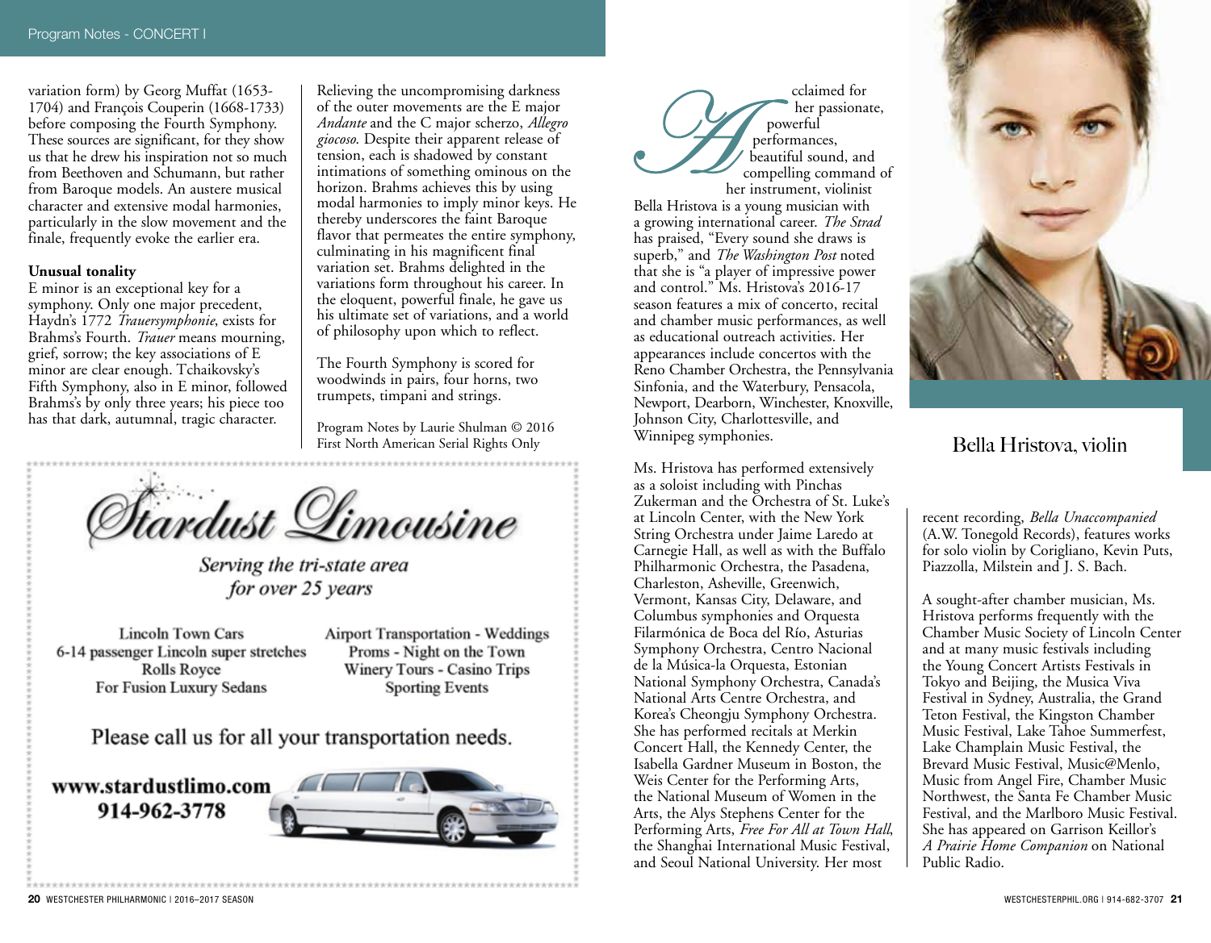variation form) by Georg Muffat (1653-1704) and François Couperin (1668-1733) before composing the Fourth Symphony. These sources are significant, for they show us that he drew his inspiration not so much from Beethoven and Schumann, but rather from Baroque models. An austere musical character and extensive modal harmonies, particularly in the slow movement and the finale, frequently evoke the earlier era.

**Unusual tonality**

E minor is an exceptional key for a symphony. Only one major precedent, Haydn's 1772 *Trauersymphonie*, exists for Brahms's Fourth. *Trauer* means mourning, grief, sorrow; the key associations of E minor are clear enough. Tchaikovsky's Fifth Symphony, also in E minor, followed Brahms's by only three years; his piece too has that dark, autumnal, tragic character.

Relieving the uncompromising darkness of the outer movements are the E major *Andante* and the C major scherzo, *Allegro giocoso*. Despite their apparent release of tension, each is shadowed by constant intimations of something ominous on the horizon. Brahms achieves this by using modal harmonies to imply minor keys. He thereby underscores the faint Baroque flavor that permeates the entire symphony, culminating in his magnificent final variation set. Brahms delighted in the variations form throughout his career. In the eloquent, powerful finale, he gave us his ultimate set of variations, and a world of philosophy upon which to reflect.

The Fourth Symphony is scored for woodwinds in pairs, four horns, two trumpets, timpani and strings.

Program Notes by Laurie Shulman © 2016
First North American Serial Rights Only

---

*Stardust Limousine*

*Serving the tri-state area for over 25 years*

Lincoln Town Cars
6-14 passenger Lincoln super stretches
Rolls Royce
For Fusion Luxury Sedans

Airport Transportation - Weddings
Proms - Night on the Town
Winery Tours - Casino Trips
Sporting Events

Please call us for all your transportation needs.

www.stardustlimo.com
914-962-3778

---

## Bella Hristova, violin

Acclaimed for her passionate, powerful performances, beautiful sound, and compelling command of her instrument, violinist Bella Hristova is a young musician with a growing international career. *The Strad* has praised, "Every sound she draws is superb," and *The Washington Post* noted that she is "a player of impressive power and control." Ms. Hristova's 2016-17 season features a mix of concerto, recital and chamber music performances, as well as educational outreach activities. Her appearances include concertos with the Reno Chamber Orchestra, the Pennsylvania Sinfonia, and the Waterbury, Pensacola, Newport, Dearborn, Winchester, Knoxville, Johnson City, Charlottesville, and Winnipeg symphonies.

Ms. Hristova has performed extensively as a soloist including with Pinchas Zukerman and the Orchestra of St. Luke's at Lincoln Center, with the New York String Orchestra under Jaime Laredo at Carnegie Hall, as well as with the Buffalo Philharmonic Orchestra, the Pasadena, Charleston, Asheville, Greenwich, Vermont, Kansas City, Delaware, and Columbus symphonies and Orquesta Filarmónica de Boca del Río, Asturias Symphony Orchestra, Centro Nacional de la Música-la Orquesta, Estonian National Symphony Orchestra, Canada's National Arts Centre Orchestra, and Korea's Cheongju Symphony Orchestra. She has performed recitals at Merkin Concert Hall, the Kennedy Center, the Isabella Gardner Museum in Boston, the Weis Center for the Performing Arts, the National Museum of Women in the Arts, the Alys Stephens Center for the Performing Arts, *Free For All at Town Hall*, the Shanghai International Music Festival, and Seoul National University. Her most recent recording, *Bella Unaccompanied* (A.W. Tonegold Records), features works for solo violin by Corigliano, Kevin Puts, Piazzolla, Milstein and J. S. Bach.

A sought-after chamber musician, Ms. Hristova performs frequently with the Chamber Music Society of Lincoln Center and at many music festivals including the Young Concert Artists Festivals in Tokyo and Beijing, the Musica Viva Festival in Sydney, Australia, the Grand Teton Festival, the Kingston Chamber Music Festival, Lake Tahoe Summerfest, Lake Champlain Music Festival, the Brevard Music Festival, Music@Menlo, Music from Angel Fire, Chamber Music Northwest, the Santa Fe Chamber Music Festival, and the Marlboro Music Festival. She has appeared on Garrison Keillor's *A Prairie Home Companion* on National Public Radio.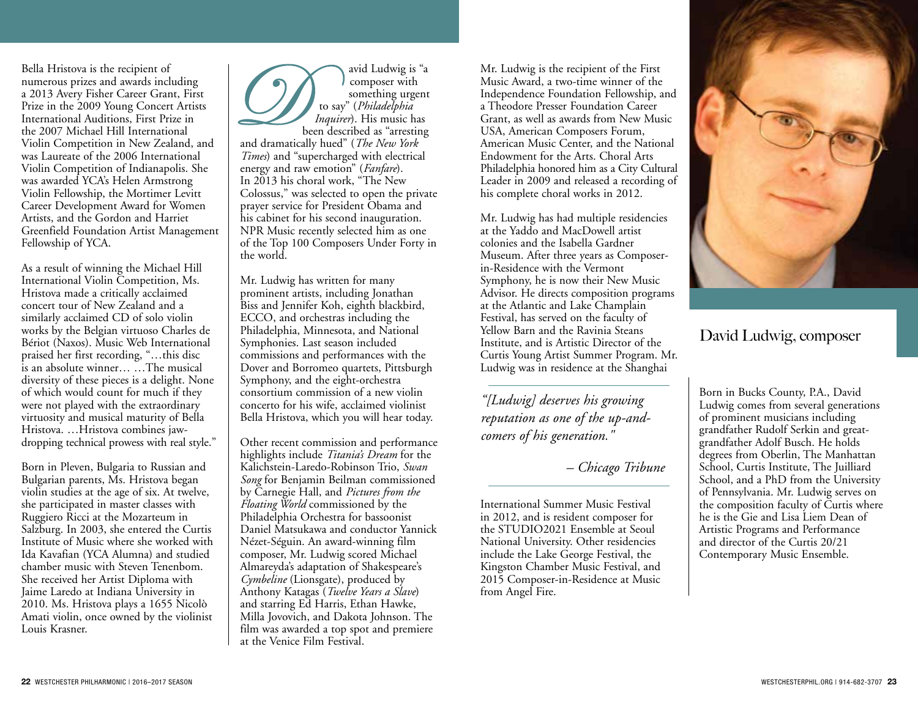Bella Hristova is the recipient of numerous prizes and awards including a 2013 Avery Fisher Career Grant, First Prize in the 2009 Young Concert Artists International Auditions, First Prize in the 2007 Michael Hill International Violin Competition in New Zealand, and was Laureate of the 2006 International Violin Competition of Indianapolis. She was awarded YCA's Helen Armstrong Violin Fellowship, the Mortimer Levitt Career Development Award for Women Artists, and the Gordon and Harriet Greenfield Foundation Artist Management Fellowship of YCA.

As a result of winning the Michael Hill International Violin Competition, Ms. Hristova made a critically acclaimed concert tour of New Zealand and a similarly acclaimed CD of solo violin works by the Belgian virtuoso Charles de Bériot (Naxos). Music Web International praised her first recording, "…this disc is an absolute winner… …The musical diversity of these pieces is a delight. None of which would count for much if they were not played with the extraordinary virtuosity and musical maturity of Bella Hristova. …Hristova combines jaw-dropping technical prowess with real style."

Born in Pleven, Bulgaria to Russian and Bulgarian parents, Ms. Hristova began violin studies at the age of six. At twelve, she participated in master classes with Ruggiero Ricci at the Mozarteum in Salzburg. In 2003, she entered the Curtis Institute of Music where she worked with Ida Kavafian (YCA Alumna) and studied chamber music with Steven Tenenbom. She received her Artist Diploma with Jaime Laredo at Indiana University in 2010. Ms. Hristova plays a 1655 Nicolò Amati violin, once owned by the violinist Louis Krasner.

## David Ludwig, composer

David Ludwig is "a composer with something urgent to say" (*Philadelphia Inquirer*). His music has been described as "arresting and dramatically hued" (*The New York Times*) and "supercharged with electrical energy and raw emotion" (*Fanfare*). In 2013 his choral work, "The New Colossus," was selected to open the private prayer service for President Obama and his cabinet for his second inauguration. NPR Music recently selected him as one of the Top 100 Composers Under Forty in the world.

Mr. Ludwig has written for many prominent artists, including Jonathan Biss and Jennifer Koh, eighth blackbird, ECCO, and orchestras including the Philadelphia, Minnesota, and National Symphonies. Last season included commissions and performances with the Dover and Borromeo quartets, Pittsburgh Symphony, and the eight-orchestra consortium commission of a new violin concerto for his wife, acclaimed violinist Bella Hristova, which you will hear today.

Other recent commission and performance highlights include *Titania's Dream* for the Kalichstein-Laredo-Robinson Trio, *Swan Song* for Benjamin Beilman commissioned by Carnegie Hall, and *Pictures from the Floating World* commissioned by the Philadelphia Orchestra for bassoonist Daniel Matsukawa and conductor Yannick Nézet-Séguin. An award-winning film composer, Mr. Ludwig scored Michael Almareyda's adaptation of Shakespeare's *Cymbeline* (Lionsgate), produced by Anthony Katagas (*Twelve Years a Slave*) and starring Ed Harris, Ethan Hawke, Milla Jovovich, and Dakota Johnson. The film was awarded a top spot and premiere at the Venice Film Festival.

Mr. Ludwig is the recipient of the First Music Award, a two-time winner of the Independence Foundation Fellowship, and a Theodore Presser Foundation Career Grant, as well as awards from New Music USA, American Composers Forum, American Music Center, and the National Endowment for the Arts. Choral Arts Philadelphia honored him as a City Cultural Leader in 2009 and released a recording of his complete choral works in 2012.

Mr. Ludwig has had multiple residencies at the Yaddo and MacDowell artist colonies and the Isabella Gardner Museum. After three years as Composer-in-Residence with the Vermont Symphony, he is now their New Music Advisor. He directs composition programs at the Atlantic and Lake Champlain Festival, has served on the faculty of Yellow Barn and the Ravinia Steans Institute, and is Artistic Director of the Curtis Young Artist Summer Program. Mr. Ludwig was in residence at the Shanghai International Summer Music Festival in 2012, and is resident composer for the STUDIO2021 Ensemble at Seoul National University. Other residencies include the Lake George Festival, the Kingston Chamber Music Festival, and 2015 Composer-in-Residence at Music from Angel Fire.

> *"[Ludwig] deserves his growing reputation as one of the up-and-comers of his generation."*
>
> *– Chicago Tribune*

Born in Bucks County, P.A., David Ludwig comes from several generations of prominent musicians including grandfather Rudolf Serkin and great-grandfather Adolf Busch. He holds degrees from Oberlin, The Manhattan School, Curtis Institute, The Juilliard School, and a PhD from the University of Pennsylvania. Mr. Ludwig serves on the composition faculty of Curtis where he is the Gie and Lisa Liem Dean of Artistic Programs and Performance and director of the Curtis 20/21 Contemporary Music Ensemble.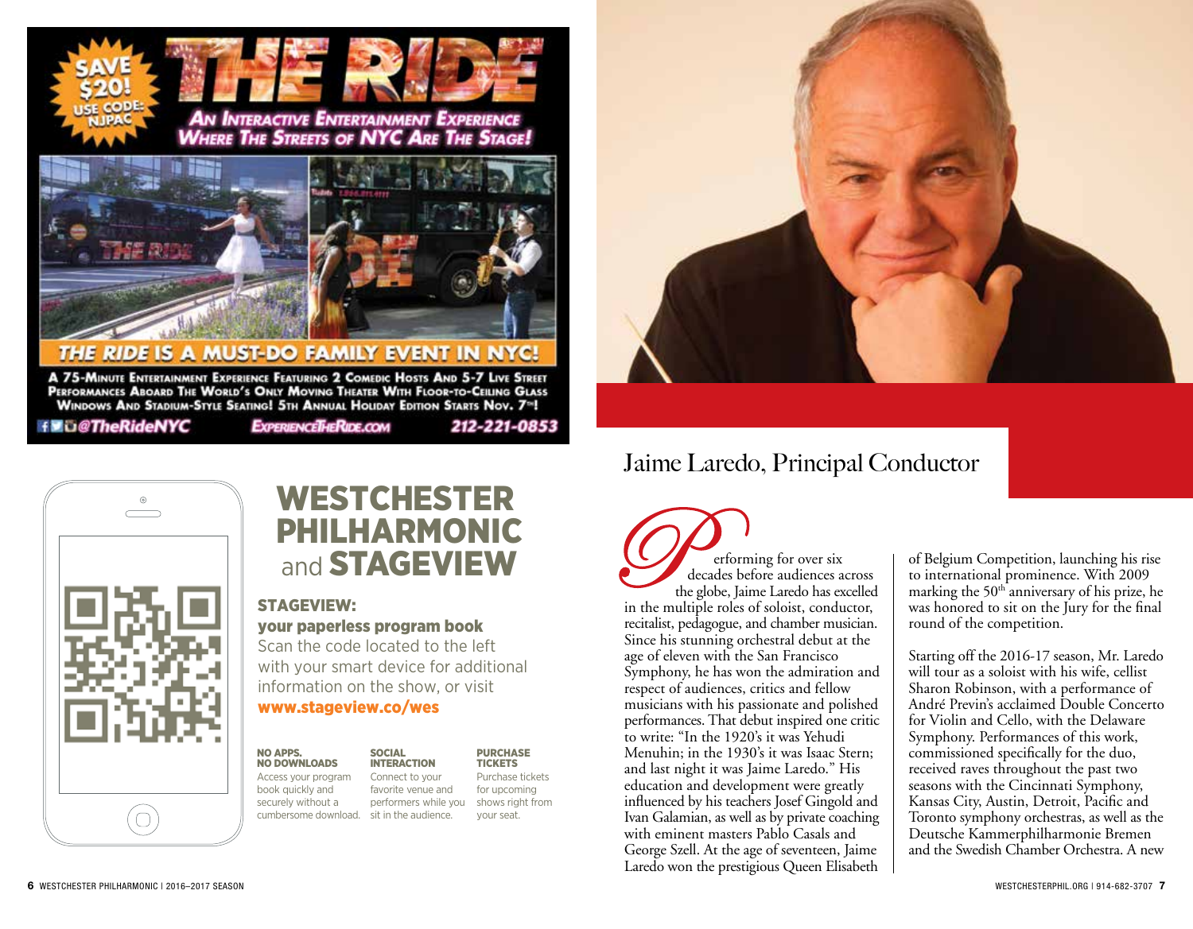SAVE $20! USE CODE: NJPAC

# THE RIDE

**An Interactive Entertainment Experience Where The Streets of NYC Are The Stage!**

**THE RIDE IS A MUST-DO FAMILY EVENT IN NYC!**

A 75-Minute Entertainment Experience Featuring 2 Comedic Hosts And 5-7 Live Street Performances Aboard The World's Only Moving Theater With Floor-to-Ceiling Glass Windows And Stadium-Style Seating! 5th Annual Holiday Edition Starts Nov. 7th!

@TheRideNYC | ExperienceTheRide.com | 212-221-0853

# WESTCHESTER PHILHARMONIC and STAGEVIEW

## STAGEVIEW:

### your paperless program book

Scan the code located to the left with your smart device for additional information on the show, or visit **www.stageview.co/wes**

**NO APPS. NO DOWNLOADS**
Access your program book quickly and securely without a cumbersome download.

**SOCIAL INTERACTION**
Connect to your favorite venue and performers while you sit in the audience.

**PURCHASE TICKETS**
Purchase tickets for upcoming shows right from your seat.

## Jaime Laredo, Principal Conductor

Performing for over six decades before audiences across the globe, Jaime Laredo has excelled in the multiple roles of soloist, conductor, recitalist, pedagogue, and chamber musician. Since his stunning orchestral debut at the age of eleven with the San Francisco Symphony, he has won the admiration and respect of audiences, critics and fellow musicians with his passionate and polished performances. That debut inspired one critic to write: "In the 1920's it was Yehudi Menuhin; in the 1930's it was Isaac Stern; and last night it was Jaime Laredo." His education and development were greatly influenced by his teachers Josef Gingold and Ivan Galamian, as well as by private coaching with eminent masters Pablo Casals and George Szell. At the age of seventeen, Jaime Laredo won the prestigious Queen Elisabeth of Belgium Competition, launching his rise to international prominence. With 2009 marking the 50th anniversary of his prize, he was honored to sit on the Jury for the final round of the competition.

Starting off the 2016-17 season, Mr. Laredo will tour as a soloist with his wife, cellist Sharon Robinson, with a performance of André Previn's acclaimed Double Concerto for Violin and Cello, with the Delaware Symphony. Performances of this work, commissioned specifically for the duo, received raves throughout the past two seasons with the Cincinnati Symphony, Kansas City, Austin, Detroit, Pacific and Toronto symphony orchestras, as well as the Deutsche Kammerphilharmonie Bremen and the Swedish Chamber Orchestra. A new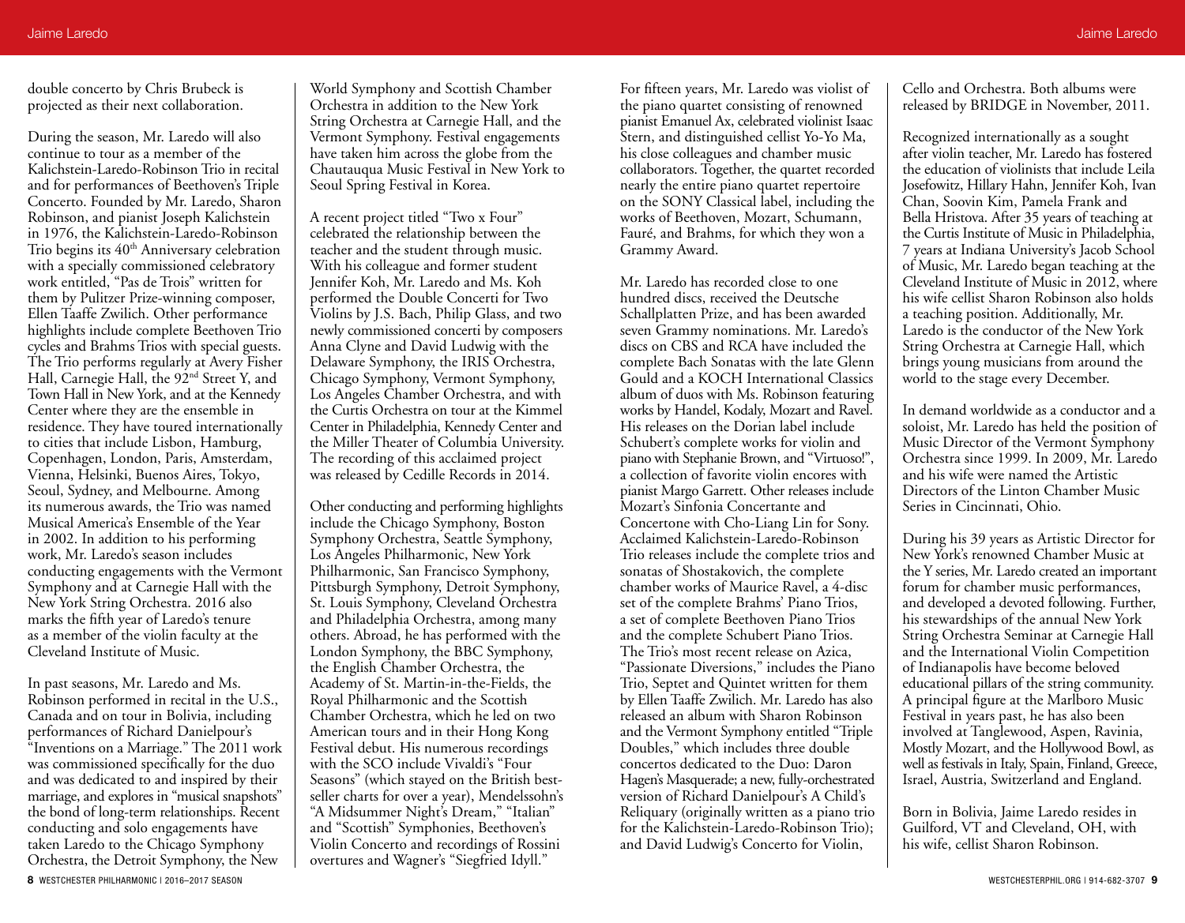double concerto by Chris Brubeck is projected as their next collaboration.

During the season, Mr. Laredo will also continue to tour as a member of the Kalichstein-Laredo-Robinson Trio in recital and for performances of Beethoven's Triple Concerto. Founded by Mr. Laredo, Sharon Robinson, and pianist Joseph Kalichstein in 1976, the Kalichstein-Laredo-Robinson Trio begins its 40th Anniversary celebration with a specially commissioned celebratory work entitled, "Pas de Trois" written for them by Pulitzer Prize-winning composer, Ellen Taaffe Zwilich. Other performance highlights include complete Beethoven Trio cycles and Brahms Trios with special guests. The Trio performs regularly at Avery Fisher Hall, Carnegie Hall, the 92nd Street Y, and Town Hall in New York, and at the Kennedy Center where they are the ensemble in residence. They have toured internationally to cities that include Lisbon, Hamburg, Copenhagen, London, Paris, Amsterdam, Vienna, Helsinki, Buenos Aires, Tokyo, Seoul, Sydney, and Melbourne. Among its numerous awards, the Trio was named Musical America's Ensemble of the Year in 2002. In addition to his performing work, Mr. Laredo's season includes conducting engagements with the Vermont Symphony and at Carnegie Hall with the New York String Orchestra. 2016 also marks the fifth year of Laredo's tenure as a member of the violin faculty at the Cleveland Institute of Music.

In past seasons, Mr. Laredo and Ms. Robinson performed in recital in the U.S., Canada and on tour in Bolivia, including performances of Richard Danielpour's "Inventions on a Marriage." The 2011 work was commissioned specifically for the duo and was dedicated to and inspired by their marriage, and explores in "musical snapshots" the bond of long-term relationships. Recent conducting and solo engagements have taken Laredo to the Chicago Symphony Orchestra, the Detroit Symphony, the New World Symphony and Scottish Chamber Orchestra in addition to the New York String Orchestra at Carnegie Hall, and the Vermont Symphony. Festival engagements have taken him across the globe from the Chautauqua Music Festival in New York to Seoul Spring Festival in Korea.

A recent project titled "Two x Four" celebrated the relationship between the teacher and the student through music. With his colleague and former student Jennifer Koh, Mr. Laredo and Ms. Koh performed the Double Concerti for Two Violins by J.S. Bach, Philip Glass, and two newly commissioned concerti by composers Anna Clyne and David Ludwig with the Delaware Symphony, the IRIS Orchestra, Chicago Symphony, Vermont Symphony, Los Angeles Chamber Orchestra, and with the Curtis Orchestra on tour at the Kimmel Center in Philadelphia, Kennedy Center and the Miller Theater of Columbia University. The recording of this acclaimed project was released by Cedille Records in 2014.

Other conducting and performing highlights include the Chicago Symphony, Boston Symphony Orchestra, Seattle Symphony, Los Angeles Philharmonic, New York Philharmonic, San Francisco Symphony, Pittsburgh Symphony, Detroit Symphony, St. Louis Symphony, Cleveland Orchestra and Philadelphia Orchestra, among many others. Abroad, he has performed with the London Symphony, the BBC Symphony, the English Chamber Orchestra, the Academy of St. Martin-in-the-Fields, the Royal Philharmonic and the Scottish Chamber Orchestra, which he led on two American tours and in their Hong Kong Festival debut. His numerous recordings with the SCO include Vivaldi's "Four Seasons" (which stayed on the British best-seller charts for over a year), Mendelssohn's "A Midsummer Night's Dream," "Italian" and "Scottish" Symphonies, Beethoven's Violin Concerto and recordings of Rossini overtures and Wagner's "Siegfried Idyll."

For fifteen years, Mr. Laredo was violist of the piano quartet consisting of renowned pianist Emanuel Ax, celebrated violinist Isaac Stern, and distinguished cellist Yo-Yo Ma, his close colleagues and chamber music collaborators. Together, the quartet recorded nearly the entire piano quartet repertoire on the SONY Classical label, including the works of Beethoven, Mozart, Schumann, Fauré, and Brahms, for which they won a Grammy Award.

Mr. Laredo has recorded close to one hundred discs, received the Deutsche Schallplatten Prize, and has been awarded seven Grammy nominations. Mr. Laredo's discs on CBS and RCA have included the complete Bach Sonatas with the late Glenn Gould and a KOCH International Classics album of duos with Ms. Robinson featuring works by Handel, Kodaly, Mozart and Ravel. His releases on the Dorian label include Schubert's complete works for violin and piano with Stephanie Brown, and "Virtuoso!", a collection of favorite violin encores with pianist Margo Garrett. Other releases include Mozart's Sinfonia Concertante and Concertone with Cho-Liang Lin for Sony. Acclaimed Kalichstein-Laredo-Robinson Trio releases include the complete trios and sonatas of Shostakovich, the complete chamber works of Maurice Ravel, a 4-disc set of the complete Brahms' Piano Trios, a set of complete Beethoven Piano Trios and the complete Schubert Piano Trios. The Trio's most recent release on Azica, "Passionate Diversions," includes the Piano Trio, Septet and Quintet written for them by Ellen Taaffe Zwilich. Mr. Laredo has also released an album with Sharon Robinson and the Vermont Symphony entitled "Triple Doubles," which includes three double concertos dedicated to the Duo: Daron Hagen's Masquerade; a new, fully-orchestrated version of Richard Danielpour's A Child's Reliquary (originally written as a piano trio for the Kalichstein-Laredo-Robinson Trio); and David Ludwig's Concerto for Violin, Cello and Orchestra. Both albums were released by BRIDGE in November, 2011.

Recognized internationally as a sought after violin teacher, Mr. Laredo has fostered the education of violinists that include Leila Josefowitz, Hillary Hahn, Jennifer Koh, Ivan Chan, Soovin Kim, Pamela Frank and Bella Hristova. After 35 years of teaching at the Curtis Institute of Music in Philadelphia, 7 years at Indiana University's Jacob School of Music, Mr. Laredo began teaching at the Cleveland Institute of Music in 2012, where his wife cellist Sharon Robinson also holds a teaching position. Additionally, Mr. Laredo is the conductor of the New York String Orchestra at Carnegie Hall, which brings young musicians from around the world to the stage every December.

In demand worldwide as a conductor and a soloist, Mr. Laredo has held the position of Music Director of the Vermont Symphony Orchestra since 1999. In 2009, Mr. Laredo and his wife were named the Artistic Directors of the Linton Chamber Music Series in Cincinnati, Ohio.

During his 39 years as Artistic Director for New York's renowned Chamber Music at the Y series, Mr. Laredo created an important forum for chamber music performances, and developed a devoted following. Further, his stewardships of the annual New York String Orchestra Seminar at Carnegie Hall and the International Violin Competition of Indianapolis have become beloved educational pillars of the string community. A principal figure at the Marlboro Music Festival in years past, he has also been involved at Tanglewood, Aspen, Ravinia, Mostly Mozart, and the Hollywood Bowl, as well as festivals in Italy, Spain, Finland, Greece, Israel, Austria, Switzerland and England.

Born in Bolivia, Jaime Laredo resides in Guilford, VT and Cleveland, OH, with his wife, cellist Sharon Robinson.